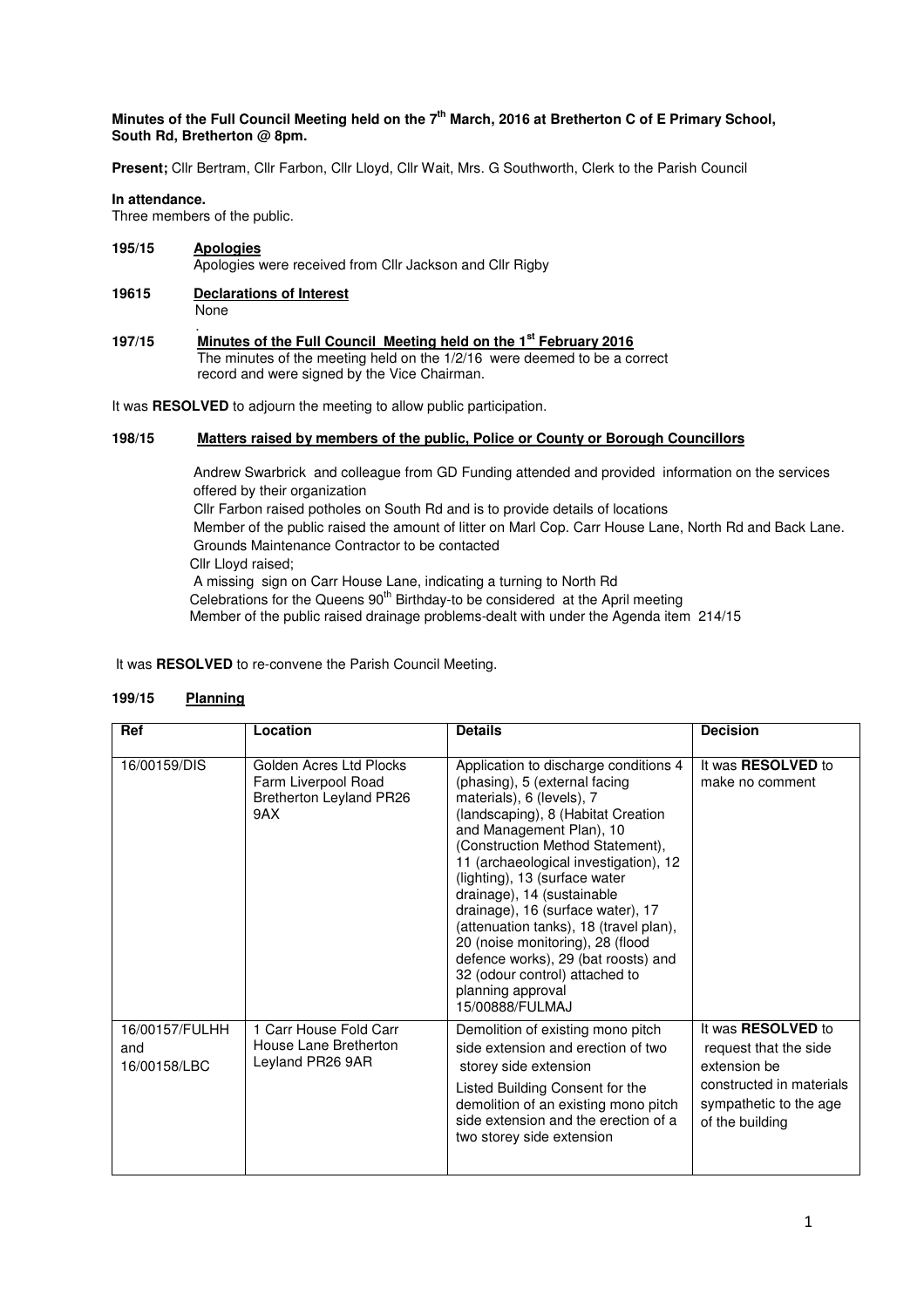**Minutes of the Full Council Meeting held on the 7th March, 2016 at Bretherton C of E Primary School, South Rd, Bretherton @ 8pm.**

**Present;** Cllr Bertram, Cllr Farbon, Cllr Lloyd, Cllr Wait, Mrs. G Southworth, Clerk to the Parish Council

**In attendance.**
Three members of the public.

**195/15 Apologies**
Apologies were received from Cllr Jackson and Cllr Rigby

**19615 Declarations of Interest**
None

**197/15 Minutes of the Full Council Meeting held on the 1st February 2016**
The minutes of the meeting held on the 1/2/16 were deemed to be a correct record and were signed by the Vice Chairman.

It was **RESOLVED** to adjourn the meeting to allow public participation.

**198/15 Matters raised by members of the public, Police or County or Borough Councillors**

Andrew Swarbrick and colleague from GD Funding attended and provided information on the services offered by their organization
Cllr Farbon raised potholes on South Rd and is to provide details of locations
Member of the public raised the amount of litter on Marl Cop. Carr House Lane, North Rd and Back Lane. Grounds Maintenance Contractor to be contacted
Cllr Lloyd raised;
A missing sign on Carr House Lane, indicating a turning to North Rd
Celebrations for the Queens 90th Birthday-to be considered at the April meeting
Member of the public raised drainage problems-dealt with under the Agenda item 214/15

It was **RESOLVED** to re-convene the Parish Council Meeting.

**199/15 Planning**

| Ref | Location | Details | Decision |
|---|---|---|---|
| 16/00159/DIS | Golden Acres Ltd Plocks Farm Liverpool Road Bretherton Leyland PR26 9AX | Application to discharge conditions 4 (phasing), 5 (external facing materials), 6 (levels), 7 (landscaping), 8 (Habitat Creation and Management Plan), 10 (Construction Method Statement), 11 (archaeological investigation), 12 (lighting), 13 (surface water drainage), 14 (sustainable drainage), 16 (surface water), 17 (attenuation tanks), 18 (travel plan), 20 (noise monitoring), 28 (flood defence works), 29 (bat roosts) and 32 (odour control) attached to planning approval 15/00888/FULMAJ | It was **RESOLVED** to make no comment |
| 16/00157/FULHH and 16/00158/LBC | 1 Carr House Fold Carr House Lane Bretherton Leyland PR26 9AR | Demolition of existing mono pitch side extension and erection of two storey side extension<br>Listed Building Consent for the demolition of an existing mono pitch side extension and the erection of a two storey side extension | It was **RESOLVED** to request that the side extension be constructed in materials sympathetic to the age of the building |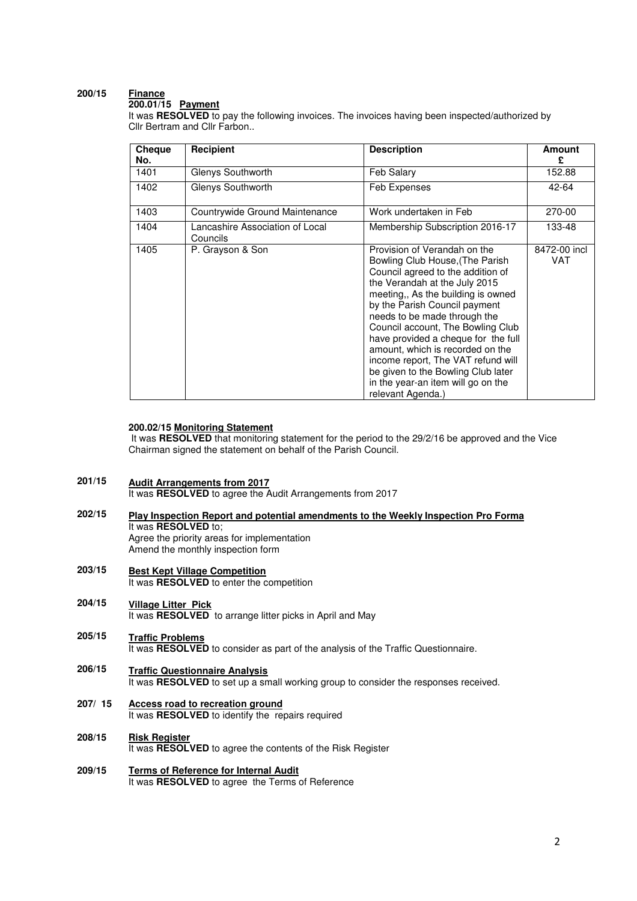**200/15** **Finance**

**200.01/15 Payment**

It was **RESOLVED** to pay the following invoices. The invoices having been inspected/authorized by Cllr Bertram and Cllr Farbon..

| Cheque No. | Recipient | Description | Amount £ |
|---|---|---|---|
| 1401 | Glenys Southworth | Feb Salary | 152.88 |
| 1402 | Glenys Southworth | Feb Expenses | 42-64 |
| 1403 | Countrywide Ground Maintenance | Work undertaken in Feb | 270-00 |
| 1404 | Lancashire Association of Local Councils | Membership Subscription 2016-17 | 133-48 |
| 1405 | P. Grayson & Son | Provision of Verandah on the Bowling Club House,(The Parish Council agreed to the addition of the Verandah at the July 2015 meeting,, As the building is owned by the Parish Council payment needs to be made through the Council account, The Bowling Club have provided a cheque for the full amount, which is recorded on the income report, The VAT refund will be given to the Bowling Club later in the year-an item will go on the relevant Agenda.) | 8472-00 incl VAT |

**200.02/15 Monitoring Statement**

It was **RESOLVED** that monitoring statement for the period to the 29/2/16 be approved and the Vice Chairman signed the statement on behalf of the Parish Council.

**201/15** **Audit Arrangements from 2017**

It was **RESOLVED** to agree the Audit Arrangements from 2017

**202/15** **Play Inspection Report and potential amendments to the Weekly Inspection Pro Forma**

It was **RESOLVED** to;
Agree the priority areas for implementation
Amend the monthly inspection form

**203/15** **Best Kept Village Competition**

It was **RESOLVED** to enter the competition

**204/15** **Village Litter Pick**

It was **RESOLVED** to arrange litter picks in April and May

**205/15** **Traffic Problems**

It was **RESOLVED** to consider as part of the analysis of the Traffic Questionnaire.

**206/15** **Traffic Questionnaire Analysis**

It was **RESOLVED** to set up a small working group to consider the responses received.

**207/ 15** **Access road to recreation ground**

It was **RESOLVED** to identify the repairs required

**208/15** **Risk Register**

It was **RESOLVED** to agree the contents of the Risk Register

**209/15** **Terms of Reference for Internal Audit**

It was **RESOLVED** to agree the Terms of Reference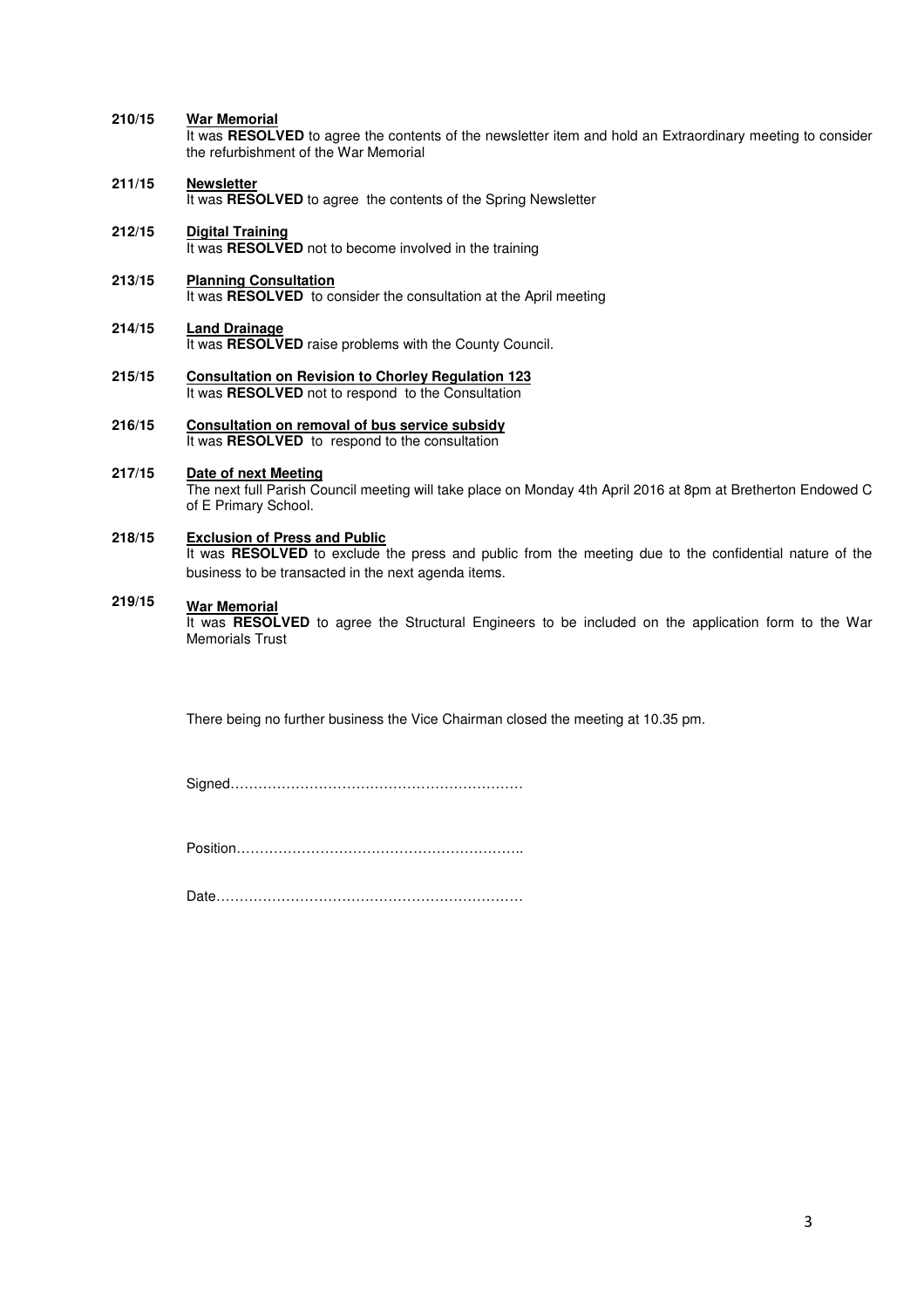**210/15** **War Memorial**
It was **RESOLVED** to agree the contents of the newsletter item and hold an Extraordinary meeting to consider the refurbishment of the War Memorial

**211/15** **Newsletter**
It was **RESOLVED** to agree the contents of the Spring Newsletter

**212/15** **Digital Training**
It was **RESOLVED** not to become involved in the training

**213/15** **Planning Consultation**
It was **RESOLVED** to consider the consultation at the April meeting

**214/15** **Land Drainage**
It was **RESOLVED** raise problems with the County Council.

**215/15** **Consultation on Revision to Chorley Regulation 123**
It was **RESOLVED** not to respond to the Consultation

**216/15** **Consultation on removal of bus service subsidy**
It was **RESOLVED** to respond to the consultation

**217/15** **Date of next Meeting**
The next full Parish Council meeting will take place on Monday 4th April 2016 at 8pm at Bretherton Endowed C of E Primary School.

**218/15** **Exclusion of Press and Public**
It was **RESOLVED** to exclude the press and public from the meeting due to the confidential nature of the business to be transacted in the next agenda items.

**219/15** **War Memorial**
It was **RESOLVED** to agree the Structural Engineers to be included on the application form to the War Memorials Trust

There being no further business the Vice Chairman closed the meeting at 10.35 pm.

Signed……………………………………………………

Position……………………………………………………..

Date…………………………………………………………